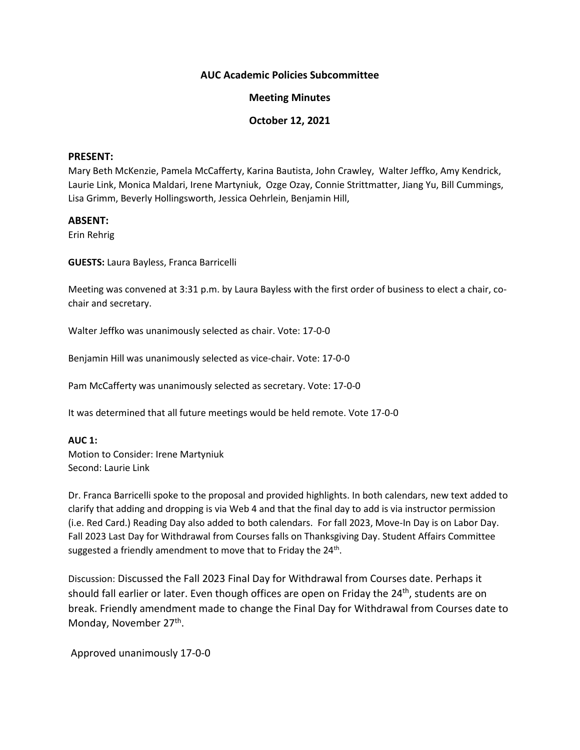**AUC Academic Policies Subcommittee**

**Meeting Minutes**

**October 12, 2021**

## PRESENT:

Mary Beth McKenzie, Pamela McCafferty, Karina Bautista, John Crawley, Walter Jeffko, Amy Kendrick, Laurie Link, Monica Maldari, Irene Martyniuk, Ozge Ozay, Connie Strittmatter, Jiang Yu, Bill Cummings, Lisa Grimm, Beverly Hollingsworth, Jessica Oehrlein, Benjamin Hill,

## ABSENT:

Erin Rehrig

**GUESTS:** Laura Bayless, Franca Barricelli

Meeting was convened at 3:31 p.m. by Laura Bayless with the first order of business to elect a chair, co-chair and secretary.

Walter Jeffko was unanimously selected as chair. Vote: 17-0-0

Benjamin Hill was unanimously selected as vice-chair. Vote: 17-0-0

Pam McCafferty was unanimously selected as secretary. Vote: 17-0-0

It was determined that all future meetings would be held remote. Vote 17-0-0

**AUC 1:**
Motion to Consider: Irene Martyniuk
Second: Laurie Link

Dr. Franca Barricelli spoke to the proposal and provided highlights. In both calendars, new text added to clarify that adding and dropping is via Web 4 and that the final day to add is via instructor permission (i.e. Red Card.) Reading Day also added to both calendars. For fall 2023, Move-In Day is on Labor Day. Fall 2023 Last Day for Withdrawal from Courses falls on Thanksgiving Day. Student Affairs Committee suggested a friendly amendment to move that to Friday the 24th.

Discussion: Discussed the Fall 2023 Final Day for Withdrawal from Courses date. Perhaps it should fall earlier or later. Even though offices are open on Friday the 24th, students are on break. Friendly amendment made to change the Final Day for Withdrawal from Courses date to Monday, November 27th.

Approved unanimously 17-0-0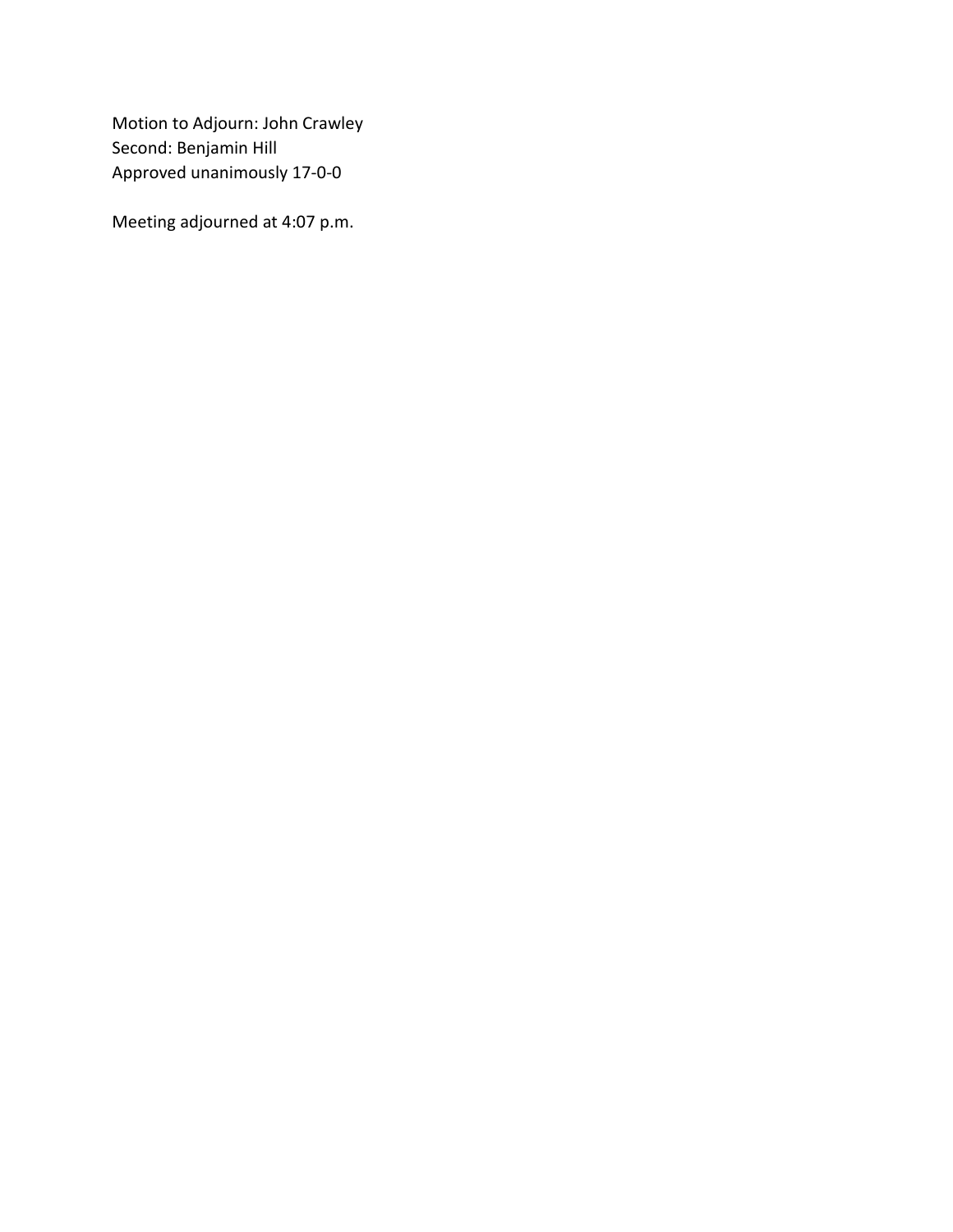Motion to Adjourn: John Crawley
Second: Benjamin Hill
Approved unanimously 17-0-0

Meeting adjourned at 4:07 p.m.